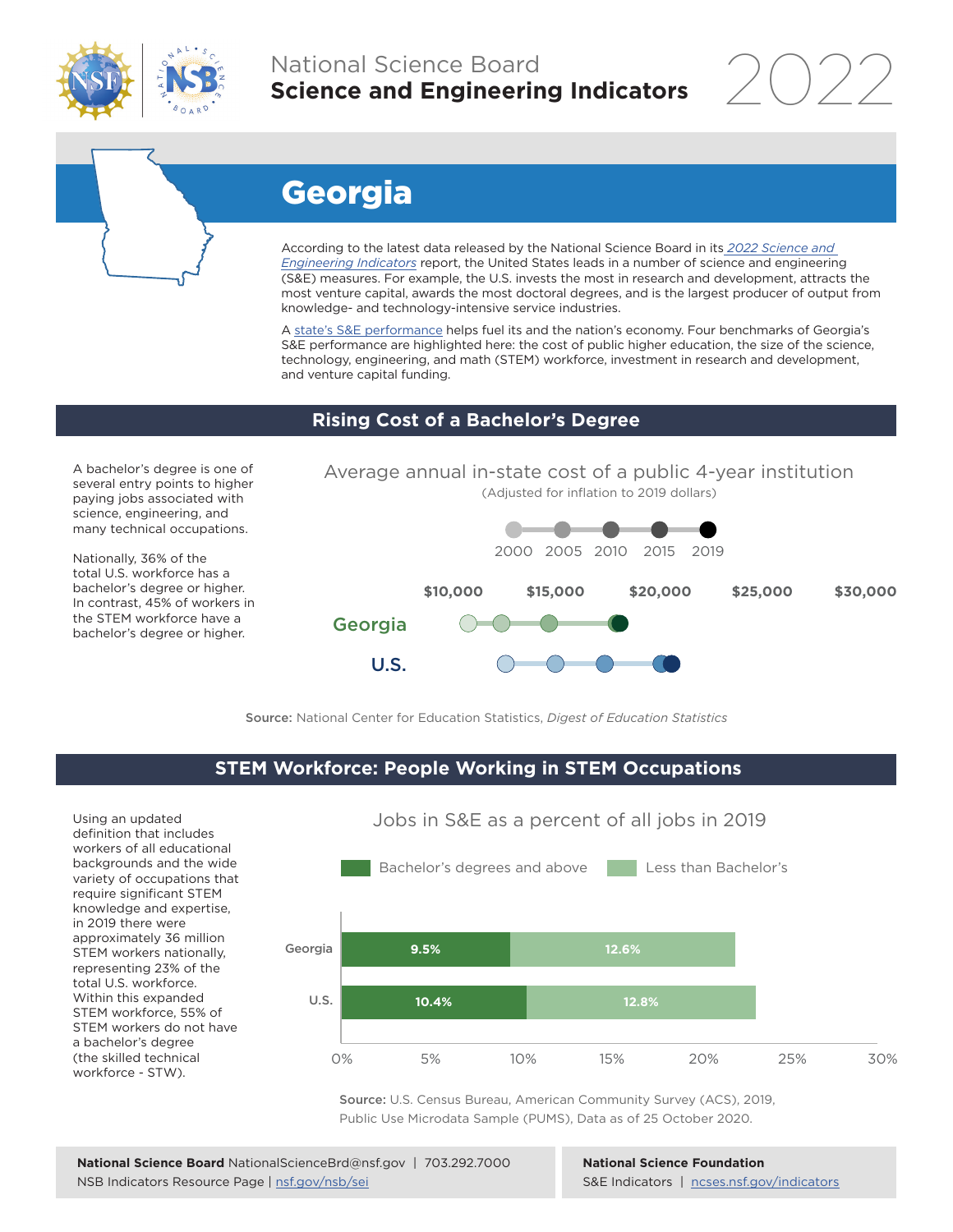National Science Board
**Science and Engineering Indicators** 2022

# Georgia

According to the latest data released by the National Science Board in its *2022 Science and Engineering Indicators* report, the United States leads in a number of science and engineering (S&E) measures. For example, the U.S. invests the most in research and development, attracts the most venture capital, awards the most doctoral degrees, and is the largest producer of output from knowledge- and technology-intensive service industries.

A state's S&E performance helps fuel its and the nation's economy. Four benchmarks of Georgia's S&E performance are highlighted here: the cost of public higher education, the size of the science, technology, engineering, and math (STEM) workforce, investment in research and development, and venture capital funding.

## Rising Cost of a Bachelor's Degree

A bachelor's degree is one of several entry points to higher paying jobs associated with science, engineering, and many technical occupations.

Nationally, 36% of the total U.S. workforce has a bachelor's degree or higher. In contrast, 45% of workers in the STEM workforce have a bachelor's degree or higher.

**Average annual in-state cost of a public 4-year institution**
(Adjusted for inflation to 2019 dollars)

Legend: 2000, 2005, 2010, 2015, 2019

Axis: $10,000 | $15,000 | $20,000 | $25,000 | $30,000

Rows: Georgia, U.S.

**Source:** National Center for Education Statistics, *Digest of Education Statistics*

## STEM Workforce: People Working in STEM Occupations

Using an updated definition that includes workers of all educational backgrounds and the wide variety of occupations that require significant STEM knowledge and expertise, in 2019 there were approximately 36 million STEM workers nationally, representing 23% of the total U.S. workforce. Within this expanded STEM workforce, 55% of STEM workers do not have a bachelor's degree (the skilled technical workforce - STW).

**Jobs in S&E as a percent of all jobs in 2019**

| | Bachelor's degrees and above | Less than Bachelor's |
|---|---|---|
| Georgia | 9.5% | 12.6% |
| U.S. | 10.4% | 12.8% |

**Source:** U.S. Census Bureau, American Community Survey (ACS), 2019, Public Use Microdata Sample (PUMS), Data as of 25 October 2020.

**National Science Board** NationalScienceBrd@nsf.gov | 703.292.7000
NSB Indicators Resource Page | nsf.gov/nsb/sei

**National Science Foundation**
S&E Indicators | ncses.nsf.gov/indicators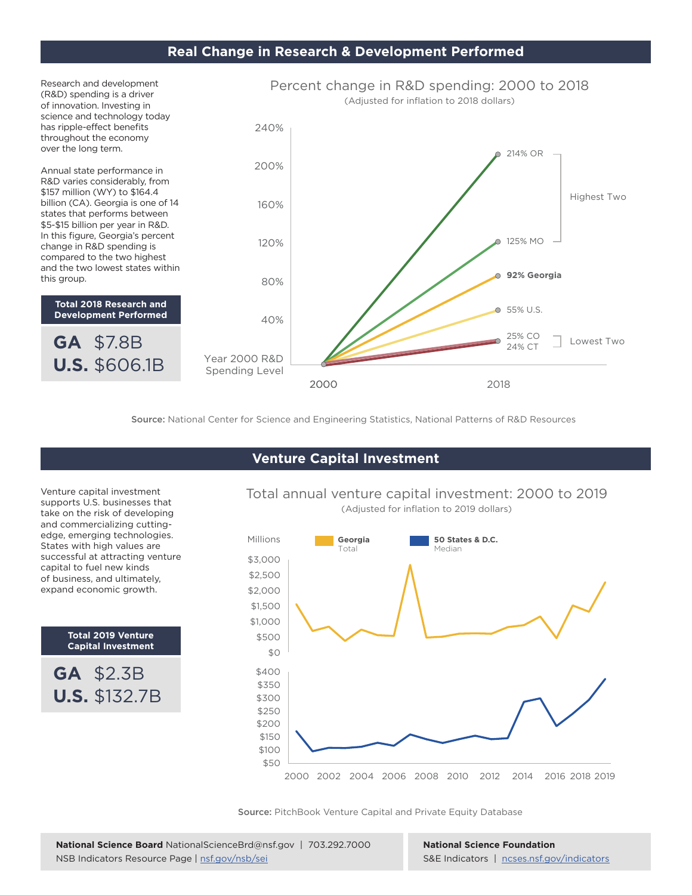## Real Change in Research & Development Performed

Research and development (R&D) spending is a driver of innovation. Investing in science and technology today has ripple-effect benefits throughout the economy over the long term.

Annual state performance in R&D varies considerably, from $157 million (WY) to $164.4 billion (CA). Georgia is one of 14 states that performs between $5-$15 billion per year in R&D. In this figure, Georgia's percent change in R&D spending is compared to the two highest and the two lowest states within this group.

**Total 2018 Research and Development Performed**

**GA** $7.8B
**U.S.** $606.1B

Percent change in R&D spending: 2000 to 2018
(Adjusted for inflation to 2018 dollars)

240%
200%
160%
120%
80%
40%
Year 2000 R&D Spending Level

2000
2018

214% OR
125% MO
Highest Two
**92% Georgia**
55% U.S.
25% CO
24% CT
Lowest Two

**Source:** National Center for Science and Engineering Statistics, National Patterns of R&D Resources

## Venture Capital Investment

Venture capital investment supports U.S. businesses that take on the risk of developing and commercializing cutting-edge, emerging technologies. States with high values are successful at attracting venture capital to fuel new kinds of business, and ultimately, expand economic growth.

**Total 2019 Venture Capital Investment**

**GA** $2.3B
**U.S.** $132.7B

Total annual venture capital investment: 2000 to 2019
(Adjusted for inflation to 2019 dollars)

Millions
**Georgia** Total
**50 States & D.C.** Median

$3,000
$2,500
$2,000
$1,500
$1,000
$500
$0

$400
$350
$300
$250
$200
$150
$100
$50

2000 2002 2004 2006 2008 2010 2012 2014 2016 2018 2019

**Source:** PitchBook Venture Capital and Private Equity Database

**National Science Board** NationalScienceBrd@nsf.gov | 703.292.7000
NSB Indicators Resource Page | nsf.gov/nsb/sei

**National Science Foundation**
S&E Indicators | ncses.nsf.gov/indicators